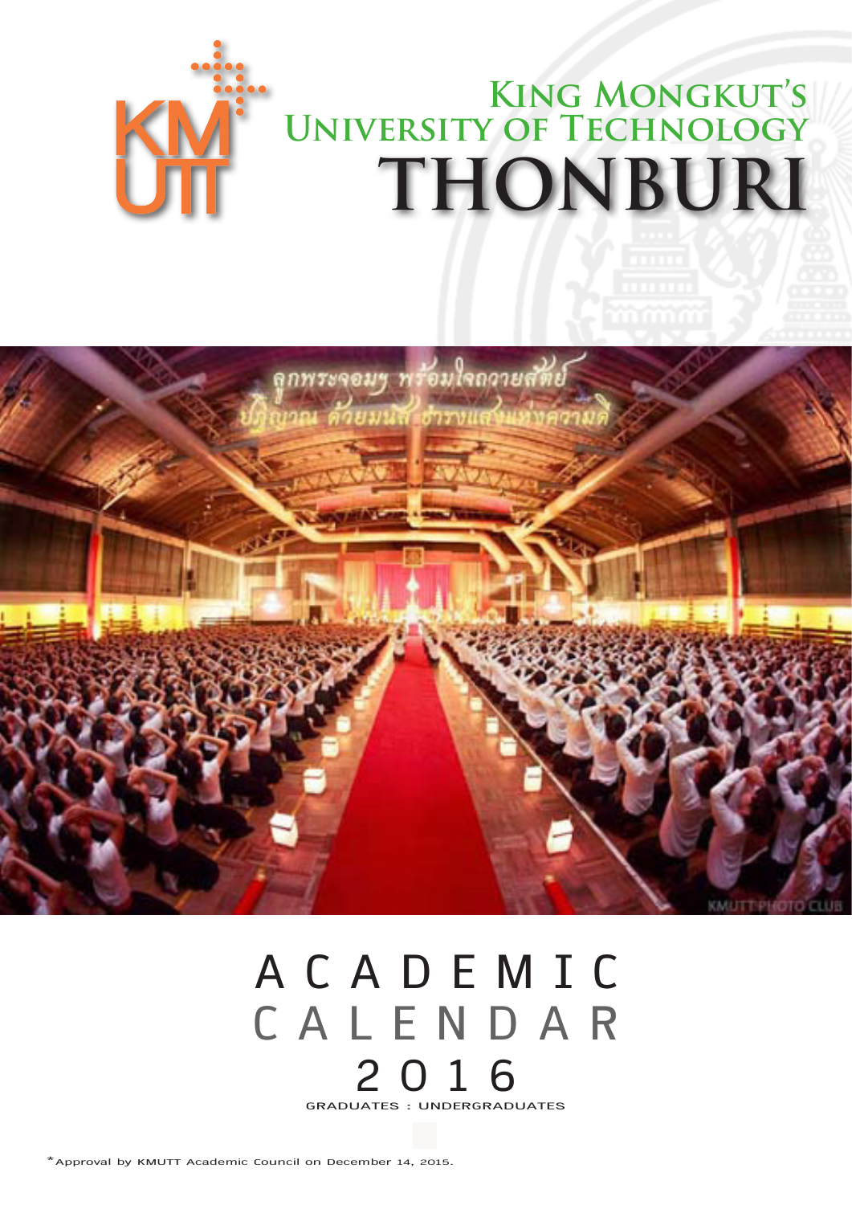# King Mongkut's University of Technology Thonburi

# ACADEMIC CALENDAR 2016

GRADUATES : UNDERGRADUATES

*Approval by KMUTT Academic Council on December 14, 2015.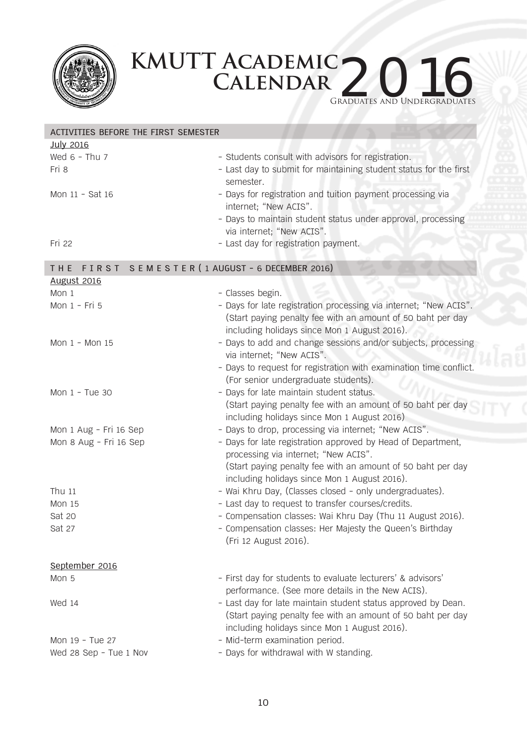# KMUTT Academic Calendar 2016

Graduates and Undergraduates

## ACTIVITIES BEFORE THE FIRST SEMESTER

**July 2016**

| Date | Activity |
|---|---|
| Wed 6 - Thu 7 | - Students consult with advisors for registration. |
| Fri 8 | - Last day to submit for maintaining student status for the first semester. |
| Mon 11 - Sat 16 | - Days for registration and tuition payment processing via internet; "New ACIS". |
| | - Days to maintain student status under approval, processing via internet; "New ACIS". |
| Fri 22 | - Last day for registration payment. |

## THE FIRST SEMESTER (1 AUGUST - 6 DECEMBER 2016)

**August 2016**

| Date | Activity |
|---|---|
| Mon 1 | - Classes begin. |
| Mon 1 - Fri 5 | - Days for late registration processing via internet; "New ACIS". (Start paying penalty fee with an amount of 50 baht per day including holidays since Mon 1 August 2016). |
| Mon 1 - Mon 15 | - Days to add and change sessions and/or subjects, processing via internet; "New ACIS". |
| | - Days to request for registration with examination time conflict. (For senior undergraduate students). |
| Mon 1 - Tue 30 | - Days for late maintain student status. (Start paying penalty fee with an amount of 50 baht per day including holidays since Mon 1 August 2016) |
| Mon 1 Aug - Fri 16 Sep | - Days to drop, processing via internet; "New ACIS". |
| Mon 8 Aug - Fri 16 Sep | - Days for late registration approved by Head of Department, processing via internet; "New ACIS". (Start paying penalty fee with an amount of 50 baht per day including holidays since Mon 1 August 2016). |
| Thu 11 | - Wai Khru Day, (Classes closed - only undergraduates). |
| Mon 15 | - Last day to request to transfer courses/credits. |
| Sat 20 | - Compensation classes: Wai Khru Day (Thu 11 August 2016). |
| Sat 27 | - Compensation classes: Her Majesty the Queen's Birthday (Fri 12 August 2016). |

**September 2016**

| Date | Activity |
|---|---|
| Mon 5 | - First day for students to evaluate lecturers' & advisors' performance. (See more details in the New ACIS). |
| Wed 14 | - Last day for late maintain student status approved by Dean. (Start paying penalty fee with an amount of 50 baht per day including holidays since Mon 1 August 2016). |
| Mon 19 - Tue 27 | - Mid-term examination period. |
| Wed 28 Sep - Tue 1 Nov | - Days for withdrawal with W standing. |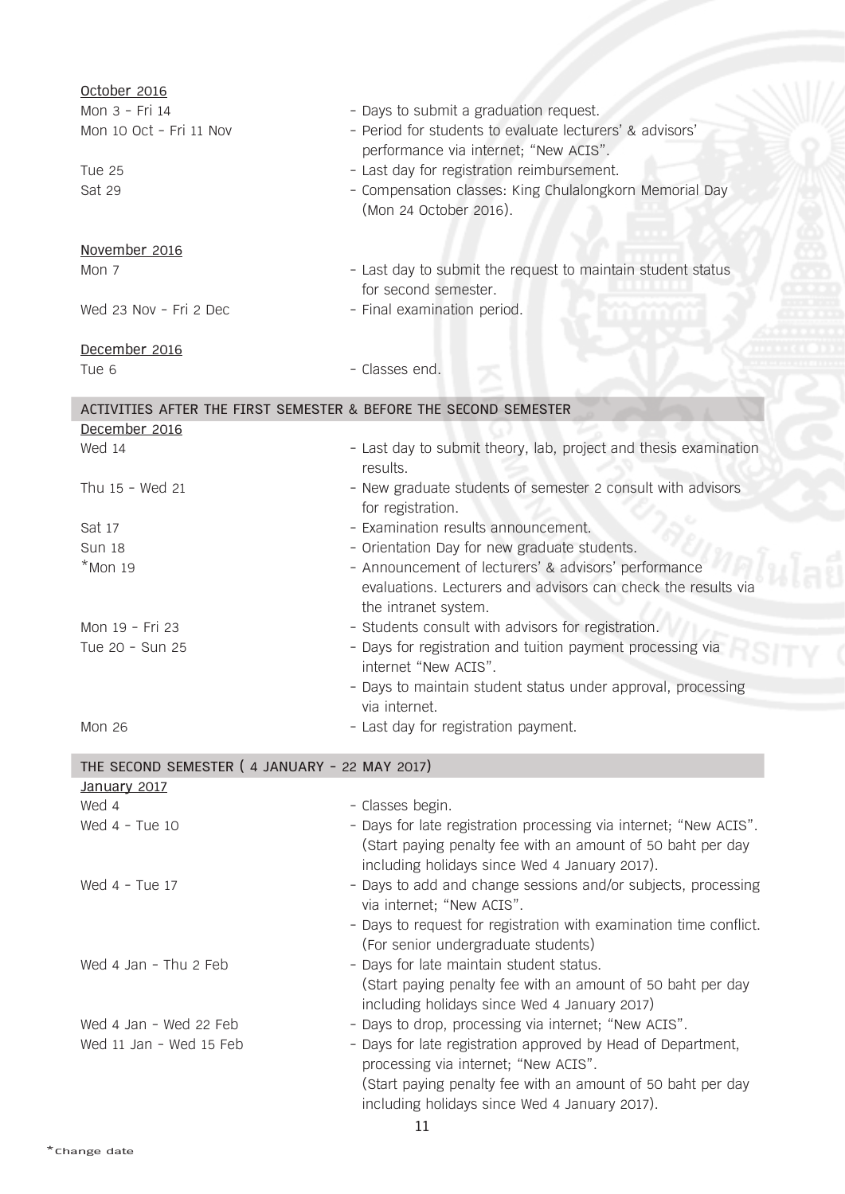October 2016

| | |
|---|---|
| Mon 3 - Fri 14 | - Days to submit a graduation request. |
| Mon 10 Oct - Fri 11 Nov | - Period for students to evaluate lecturers' & advisors' performance via internet; "New ACIS". |
| Tue 25 | - Last day for registration reimbursement. |
| Sat 29 | - Compensation classes: King Chulalongkorn Memorial Day (Mon 24 October 2016). |

November 2016

| | |
|---|---|
| Mon 7 | - Last day to submit the request to maintain student status for second semester. |
| Wed 23 Nov - Fri 2 Dec | - Final examination period. |

December 2016

| | |
|---|---|
| Tue 6 | - Classes end. |

## ACTIVITIES AFTER THE FIRST SEMESTER & BEFORE THE SECOND SEMESTER

December 2016

| | |
|---|---|
| Wed 14 | - Last day to submit theory, lab, project and thesis examination results. |
| Thu 15 - Wed 21 | - New graduate students of semester 2 consult with advisors for registration. |
| Sat 17 | - Examination results announcement. |
| Sun 18 | - Orientation Day for new graduate students. |
| *Mon 19 | - Announcement of lecturers' & advisors' performance evaluations. Lecturers and advisors can check the results via the intranet system. |
| Mon 19 - Fri 23 | - Students consult with advisors for registration. |
| Tue 20 - Sun 25 | - Days for registration and tuition payment processing via internet "New ACIS".<br>- Days to maintain student status under approval, processing via internet. |
| Mon 26 | - Last day for registration payment. |

## THE SECOND SEMESTER ( 4 JANUARY - 22 MAY 2017)

January 2017

| | |
|---|---|
| Wed 4 | - Classes begin. |
| Wed 4 - Tue 10 | - Days for late registration processing via internet; "New ACIS". (Start paying penalty fee with an amount of 50 baht per day including holidays since Wed 4 January 2017). |
| Wed 4 - Tue 17 | - Days to add and change sessions and/or subjects, processing via internet; "New ACIS".<br>- Days to request for registration with examination time conflict. (For senior undergraduate students) |
| Wed 4 Jan - Thu 2 Feb | - Days for late maintain student status. (Start paying penalty fee with an amount of 50 baht per day including holidays since Wed 4 January 2017) |
| Wed 4 Jan - Wed 22 Feb | - Days to drop, processing via internet; "New ACIS". |
| Wed 11 Jan - Wed 15 Feb | - Days for late registration approved by Head of Department, processing via internet; "New ACIS". (Start paying penalty fee with an amount of 50 baht per day including holidays since Wed 4 January 2017). |

*Change date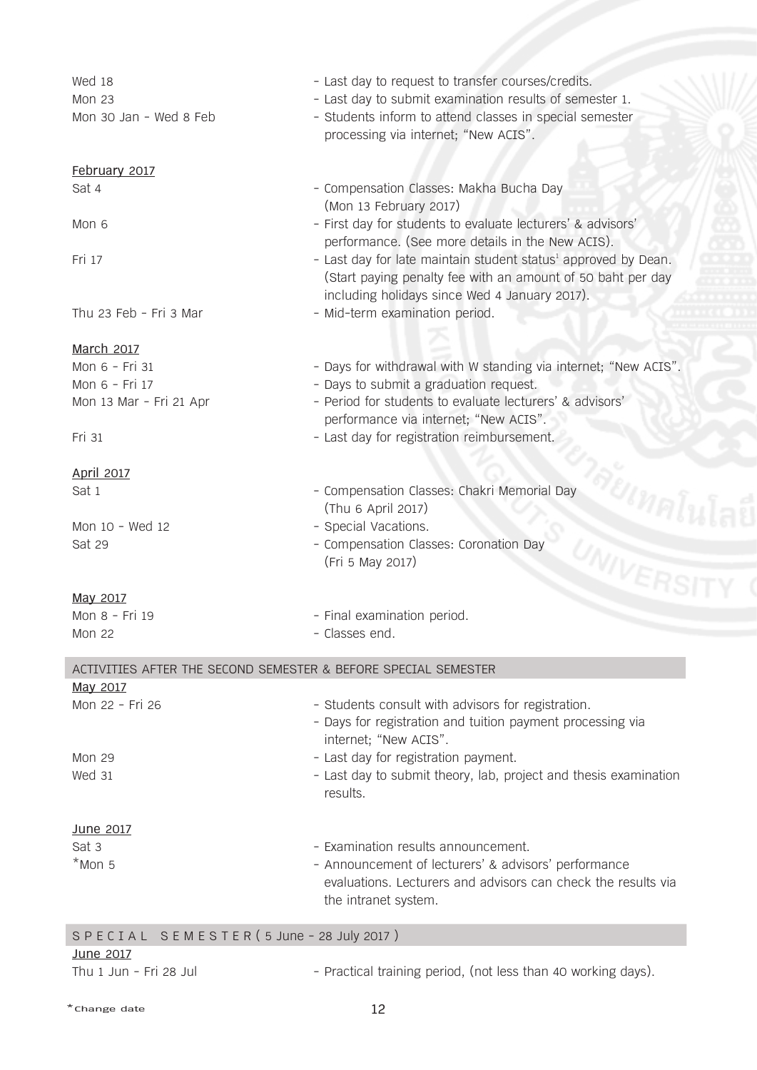| | |
|---|---|
| Wed 18 | - Last day to request to transfer courses/credits. |
| Mon 23 | - Last day to submit examination results of semester 1. |
| Mon 30 Jan - Wed 8 Feb | - Students inform to attend classes in special semester processing via internet; "New ACIS". |

<u>February 2017</u>

| | |
|---|---|
| Sat 4 | - Compensation Classes: Makha Bucha Day (Mon 13 February 2017) |
| Mon 6 | - First day for students to evaluate lecturers' & advisors' performance. (See more details in the New ACIS). |
| Fri 17 | - Last day for late maintain student status[1] approved by Dean. (Start paying penalty fee with an amount of 50 baht per day including holidays since Wed 4 January 2017). |
| Thu 23 Feb - Fri 3 Mar | - Mid-term examination period. |

<u>March 2017</u>

| | |
|---|---|
| Mon 6 - Fri 31 | - Days for withdrawal with W standing via internet; "New ACIS". |
| Mon 6 - Fri 17 | - Days to submit a graduation request. |
| Mon 13 Mar - Fri 21 Apr | - Period for students to evaluate lecturers' & advisors' performance via internet; "New ACIS". |
| Fri 31 | - Last day for registration reimbursement. |

<u>April 2017</u>

| | |
|---|---|
| Sat 1 | - Compensation Classes: Chakri Memorial Day (Thu 6 April 2017) |
| Mon 10 - Wed 12 | - Special Vacations. |
| Sat 29 | - Compensation Classes: Coronation Day (Fri 5 May 2017) |

<u>May 2017</u>

| | |
|---|---|
| Mon 8 - Fri 19 | - Final examination period. |
| Mon 22 | - Classes end. |

## ACTIVITIES AFTER THE SECOND SEMESTER & BEFORE SPECIAL SEMESTER

<u>May 2017</u>

| | |
|---|---|
| Mon 22 - Fri 26 | - Students consult with advisors for registration.<br>- Days for registration and tuition payment processing via internet; "New ACIS". |
| Mon 29 | - Last day for registration payment. |
| Wed 31 | - Last day to submit theory, lab, project and thesis examination results. |

<u>June 2017</u>

| | |
|---|---|
| Sat 3 | - Examination results announcement. |
| *Mon 5 | - Announcement of lecturers' & advisors' performance evaluations. Lecturers and advisors can check the results via the intranet system. |

## SPECIAL SEMESTER ( 5 June - 28 July 2017 )

<u>June 2017</u>

| | |
|---|---|
| Thu 1 Jun - Fri 28 Jul | - Practical training period, (not less than 40 working days). |

*change date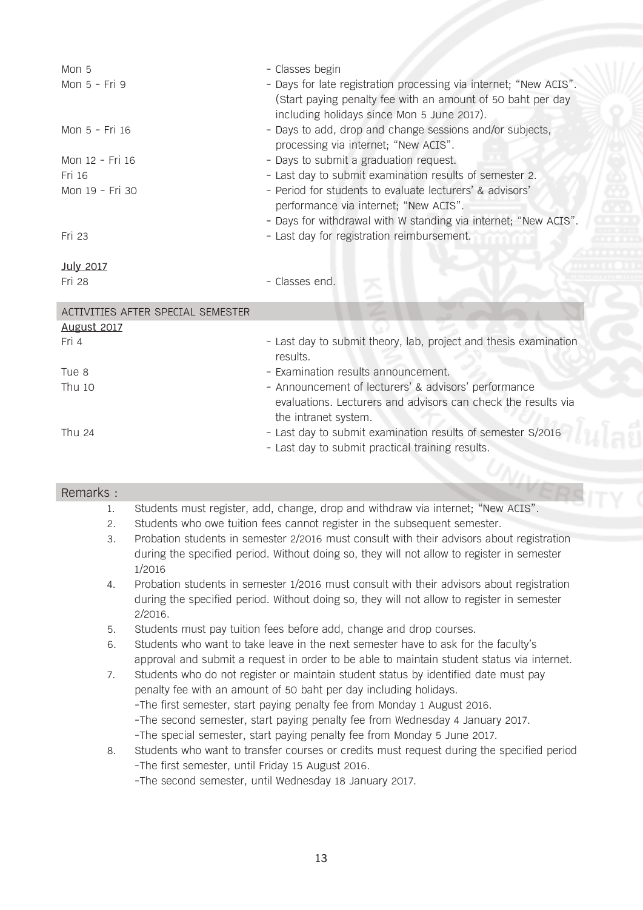| | |
|---|---|
| Mon 5 | - Classes begin |
| Mon 5 - Fri 9 | - Days for late registration processing via internet; "New ACIS". (Start paying penalty fee with an amount of 50 baht per day including holidays since Mon 5 June 2017). |
| Mon 5 - Fri 16 | - Days to add, drop and change sessions and/or subjects, processing via internet; "New ACIS". |
| Mon 12 - Fri 16 | - Days to submit a graduation request. |
| Fri 16 | - Last day to submit examination results of semester 2. |
| Mon 19 - Fri 30 | - Period for students to evaluate lecturers' & advisors' performance via internet; "New ACIS". |
| | - Days for withdrawal with W standing via internet; "New ACIS". |
| Fri 23 | - Last day for registration reimbursement. |
| <u>July 2017</u> | |
| Fri 28 | - Classes end. |

## ACTIVITIES AFTER SPECIAL SEMESTER

| | |
|---|---|
| <u>August 2017</u> | |
| Fri 4 | - Last day to submit theory, lab, project and thesis examination results. |
| Tue 8 | - Examination results announcement. |
| Thu 10 | - Announcement of lecturers' & advisors' performance evaluations. Lecturers and advisors can check the results via the intranet system. |
| Thu 24 | - Last day to submit examination results of semester S/2016 |
| | - Last day to submit practical training results. |

## Remarks :

1. Students must register, add, change, drop and withdraw via internet; "New ACIS".
2. Students who owe tuition fees cannot register in the subsequent semester.
3. Probation students in semester 2/2016 must consult with their advisors about registration during the specified period. Without doing so, they will not allow to register in semester 1/2016
4. Probation students in semester 1/2016 must consult with their advisors about registration during the specified period. Without doing so, they will not allow to register in semester 2/2016.
5. Students must pay tuition fees before add, change and drop courses.
6. Students who want to take leave in the next semester have to ask for the faculty's approval and submit a request in order to be able to maintain student status via internet.
7. Students who do not register or maintain student status by identified date must pay penalty fee with an amount of 50 baht per day including holidays.
   - The first semester, start paying penalty fee from Monday 1 August 2016.
   - The second semester, start paying penalty fee from Wednesday 4 January 2017.
   - The special semester, start paying penalty fee from Monday 5 June 2017.
8. Students who want to transfer courses or credits must request during the specified period
   - The first semester, until Friday 15 August 2016.
   - The second semester, until Wednesday 18 January 2017.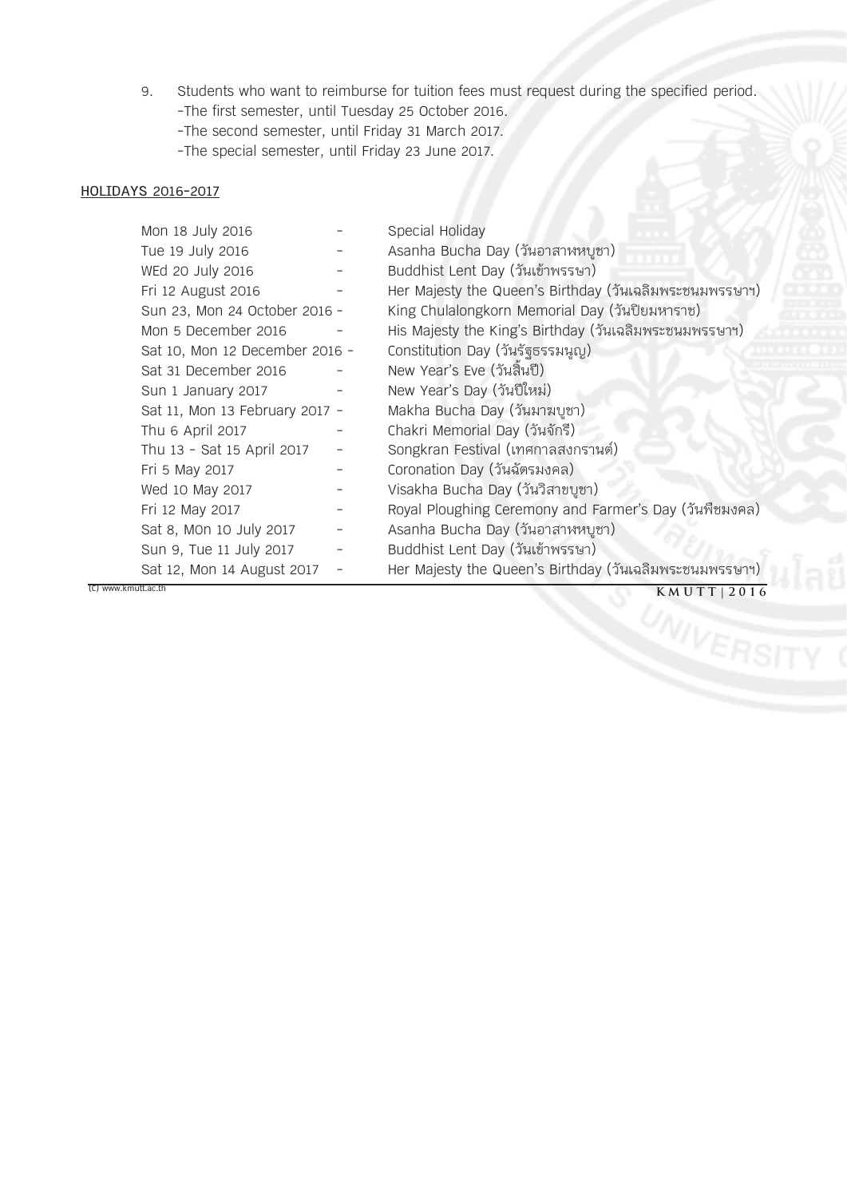9. Students who want to reimburse for tuition fees must request during the specified period.
   - The first semester, until Tuesday 25 October 2016.
   - The second semester, until Friday 31 March 2017.
   - The special semester, until Friday 23 June 2017.

**HOLIDAYS 2016-2017**

| | | |
|---|---|---|
| Mon 18 July 2016 | - | Special Holiday |
| Tue 19 July 2016 | - | Asanha Bucha Day (วันอาสาฬหบูชา) |
| WEd 20 July 2016 | - | Buddhist Lent Day (วันเข้าพรรษา) |
| Fri 12 August 2016 | - | Her Majesty the Queen's Birthday (วันเฉลิมพระชนมพรรษาฯ) |
| Sun 23, Mon 24 October 2016 | - | King Chulalongkorn Memorial Day (วันปิยมหาราช) |
| Mon 5 December 2016 | - | His Majesty the King's Birthday (วันเฉลิมพระชนมพรรษาฯ) |
| Sat 10, Mon 12 December 2016 | - | Constitution Day (วันรัฐธรรมนูญ) |
| Sat 31 December 2016 | - | New Year's Eve (วันสิ้นปี) |
| Sun 1 January 2017 | - | New Year's Day (วันปีใหม่) |
| Sat 11, Mon 13 February 2017 | - | Makha Bucha Day (วันมาฆบูชา) |
| Thu 6 April 2017 | - | Chakri Memorial Day (วันจักรี) |
| Thu 13 - Sat 15 April 2017 | - | Songkran Festival (เทศกาลสงกรานต์) |
| Fri 5 May 2017 | - | Coronation Day (วันฉัตรมงคล) |
| Wed 10 May 2017 | - | Visakha Bucha Day (วันวิสาขบูชา) |
| Fri 12 May 2017 | - | Royal Ploughing Ceremony and Farmer's Day (วันพืชมงคล) |
| Sat 8, MOn 10 July 2017 | - | Asanha Bucha Day (วันอาสาฬหบูชา) |
| Sun 9, Tue 11 July 2017 | - | Buddhist Lent Day (วันเข้าพรรษา) |
| Sat 12, Mon 14 August 2017 | - | Her Majesty the Queen's Birthday (วันเฉลิมพระชนมพรรษาฯ) |